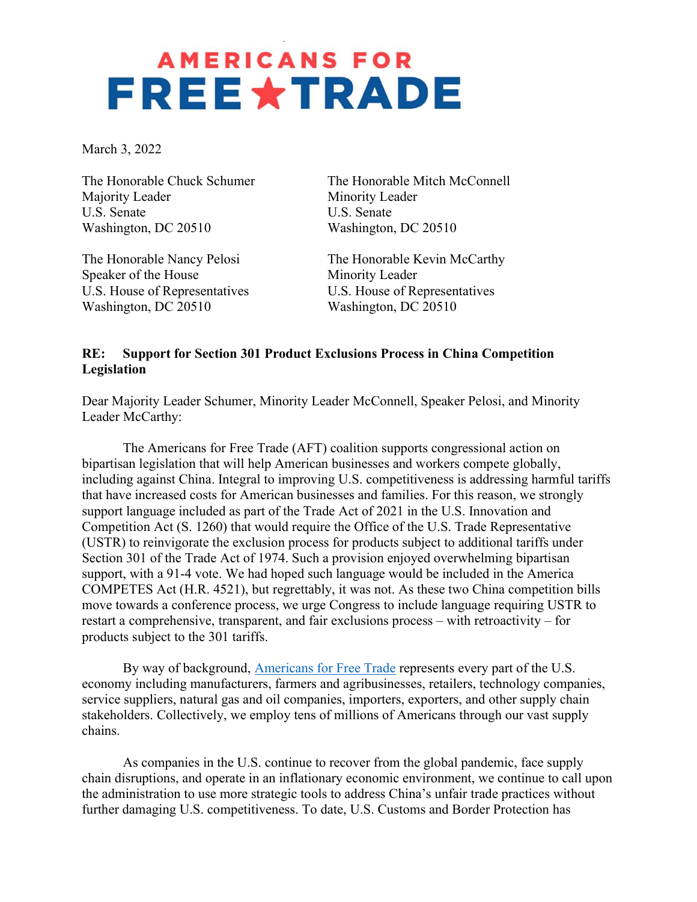# AMERICANS FOR FREE ★ TRADE

March 3, 2022

The Honorable Chuck Schumer
Majority Leader
U.S. Senate
Washington, DC 20510

The Honorable Mitch McConnell
Minority Leader
U.S. Senate
Washington, DC 20510

The Honorable Nancy Pelosi
Speaker of the House
U.S. House of Representatives
Washington, DC 20510

The Honorable Kevin McCarthy
Minority Leader
U.S. House of Representatives
Washington, DC 20510

**RE: Support for Section 301 Product Exclusions Process in China Competition Legislation**

Dear Majority Leader Schumer, Minority Leader McConnell, Speaker Pelosi, and Minority Leader McCarthy:

The Americans for Free Trade (AFT) coalition supports congressional action on bipartisan legislation that will help American businesses and workers compete globally, including against China. Integral to improving U.S. competitiveness is addressing harmful tariffs that have increased costs for American businesses and families. For this reason, we strongly support language included as part of the Trade Act of 2021 in the U.S. Innovation and Competition Act (S. 1260) that would require the Office of the U.S. Trade Representative (USTR) to reinvigorate the exclusion process for products subject to additional tariffs under Section 301 of the Trade Act of 1974. Such a provision enjoyed overwhelming bipartisan support, with a 91-4 vote. We had hoped such language would be included in the America COMPETES Act (H.R. 4521), but regrettably, it was not. As these two China competition bills move towards a conference process, we urge Congress to include language requiring USTR to restart a comprehensive, transparent, and fair exclusions process – with retroactivity – for products subject to the 301 tariffs.

By way of background, Americans for Free Trade represents every part of the U.S. economy including manufacturers, farmers and agribusinesses, retailers, technology companies, service suppliers, natural gas and oil companies, importers, exporters, and other supply chain stakeholders. Collectively, we employ tens of millions of Americans through our vast supply chains.

As companies in the U.S. continue to recover from the global pandemic, face supply chain disruptions, and operate in an inflationary economic environment, we continue to call upon the administration to use more strategic tools to address China's unfair trade practices without further damaging U.S. competitiveness. To date, U.S. Customs and Border Protection has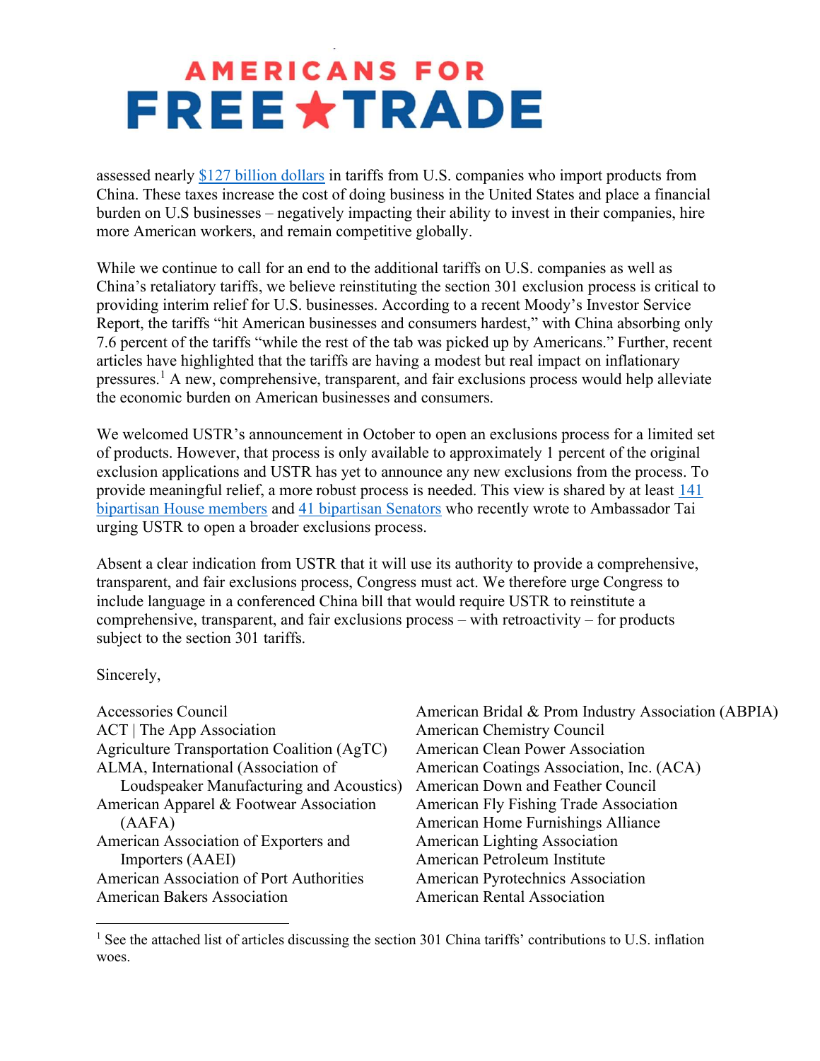# AMERICANS FOR FREE★TRADE

assessed nearly [$127 billion dollars] in tariffs from U.S. companies who import products from China. These taxes increase the cost of doing business in the United States and place a financial burden on U.S businesses – negatively impacting their ability to invest in their companies, hire more American workers, and remain competitive globally.

While we continue to call for an end to the additional tariffs on U.S. companies as well as China's retaliatory tariffs, we believe reinstituting the section 301 exclusion process is critical to providing interim relief for U.S. businesses. According to a recent Moody's Investor Service Report, the tariffs "hit American businesses and consumers hardest," with China absorbing only 7.6 percent of the tariffs "while the rest of the tab was picked up by Americans." Further, recent articles have highlighted that the tariffs are having a modest but real impact on inflationary pressures.[1] A new, comprehensive, transparent, and fair exclusions process would help alleviate the economic burden on American businesses and consumers.

We welcomed USTR's announcement in October to open an exclusions process for a limited set of products. However, that process is only available to approximately 1 percent of the original exclusion applications and USTR has yet to announce any new exclusions from the process. To provide meaningful relief, a more robust process is needed. This view is shared by at least [141 bipartisan House members] and [41 bipartisan Senators] who recently wrote to Ambassador Tai urging USTR to open a broader exclusions process.

Absent a clear indication from USTR that it will use its authority to provide a comprehensive, transparent, and fair exclusions process, Congress must act. We therefore urge Congress to include language in a conferenced China bill that would require USTR to reinstitute a comprehensive, transparent, and fair exclusions process – with retroactivity – for products subject to the section 301 tariffs.

Sincerely,

Accessories Council
ACT | The App Association
Agriculture Transportation Coalition (AgTC)
ALMA, International (Association of Loudspeaker Manufacturing and Acoustics)
American Apparel & Footwear Association (AAFA)
American Association of Exporters and Importers (AAEI)
American Association of Port Authorities
American Bakers Association
American Bridal & Prom Industry Association (ABPIA)
American Chemistry Council
American Clean Power Association
American Coatings Association, Inc. (ACA)
American Down and Feather Council
American Fly Fishing Trade Association
American Home Furnishings Alliance
American Lighting Association
American Petroleum Institute
American Pyrotechnics Association
American Rental Association

[1] See the attached list of articles discussing the section 301 China tariffs' contributions to U.S. inflation woes.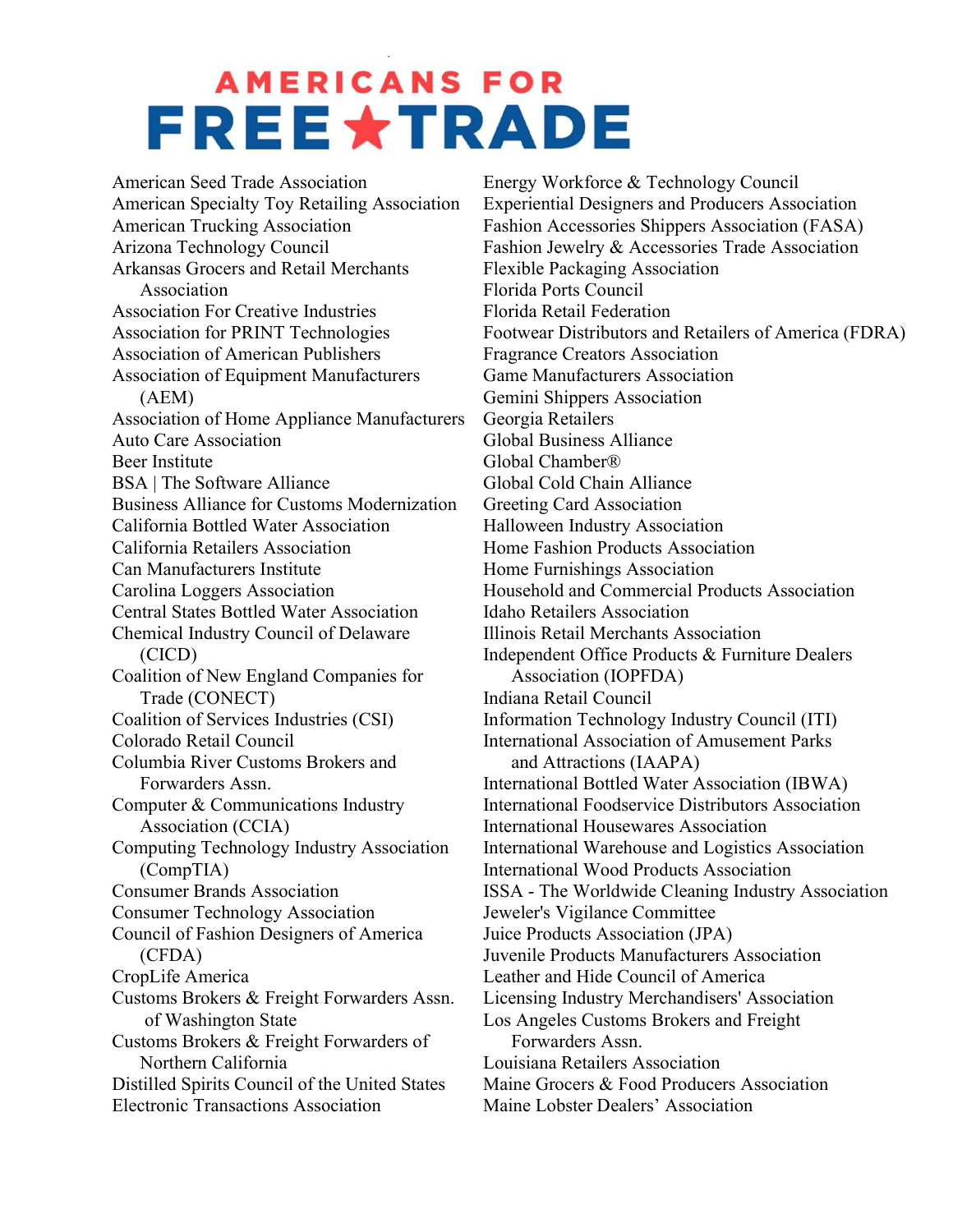# AMERICANS FOR FREE TRADE

American Seed Trade Association
American Specialty Toy Retailing Association
American Trucking Association
Arizona Technology Council
Arkansas Grocers and Retail Merchants Association
Association For Creative Industries
Association for PRINT Technologies
Association of American Publishers
Association of Equipment Manufacturers (AEM)
Association of Home Appliance Manufacturers
Auto Care Association
Beer Institute
BSA | The Software Alliance
Business Alliance for Customs Modernization
California Bottled Water Association
California Retailers Association
Can Manufacturers Institute
Carolina Loggers Association
Central States Bottled Water Association
Chemical Industry Council of Delaware (CICD)
Coalition of New England Companies for Trade (CONECT)
Coalition of Services Industries (CSI)
Colorado Retail Council
Columbia River Customs Brokers and Forwarders Assn.
Computer & Communications Industry Association (CCIA)
Computing Technology Industry Association (CompTIA)
Consumer Brands Association
Consumer Technology Association
Council of Fashion Designers of America (CFDA)
CropLife America
Customs Brokers & Freight Forwarders Assn. of Washington State
Customs Brokers & Freight Forwarders of Northern California
Distilled Spirits Council of the United States
Electronic Transactions Association
Energy Workforce & Technology Council
Experiential Designers and Producers Association
Fashion Accessories Shippers Association (FASA)
Fashion Jewelry & Accessories Trade Association
Flexible Packaging Association
Florida Ports Council
Florida Retail Federation
Footwear Distributors and Retailers of America (FDRA)
Fragrance Creators Association
Game Manufacturers Association
Gemini Shippers Association
Georgia Retailers
Global Business Alliance
Global Chamber®
Global Cold Chain Alliance
Greeting Card Association
Halloween Industry Association
Home Fashion Products Association
Home Furnishings Association
Household and Commercial Products Association
Idaho Retailers Association
Illinois Retail Merchants Association
Independent Office Products & Furniture Dealers Association (IOPFDA)
Indiana Retail Council
Information Technology Industry Council (ITI)
International Association of Amusement Parks and Attractions (IAAPA)
International Bottled Water Association (IBWA)
International Foodservice Distributors Association
International Housewares Association
International Warehouse and Logistics Association
International Wood Products Association
ISSA - The Worldwide Cleaning Industry Association
Jeweler's Vigilance Committee
Juice Products Association (JPA)
Juvenile Products Manufacturers Association
Leather and Hide Council of America
Licensing Industry Merchandisers' Association
Los Angeles Customs Brokers and Freight Forwarders Assn.
Louisiana Retailers Association
Maine Grocers & Food Producers Association
Maine Lobster Dealers' Association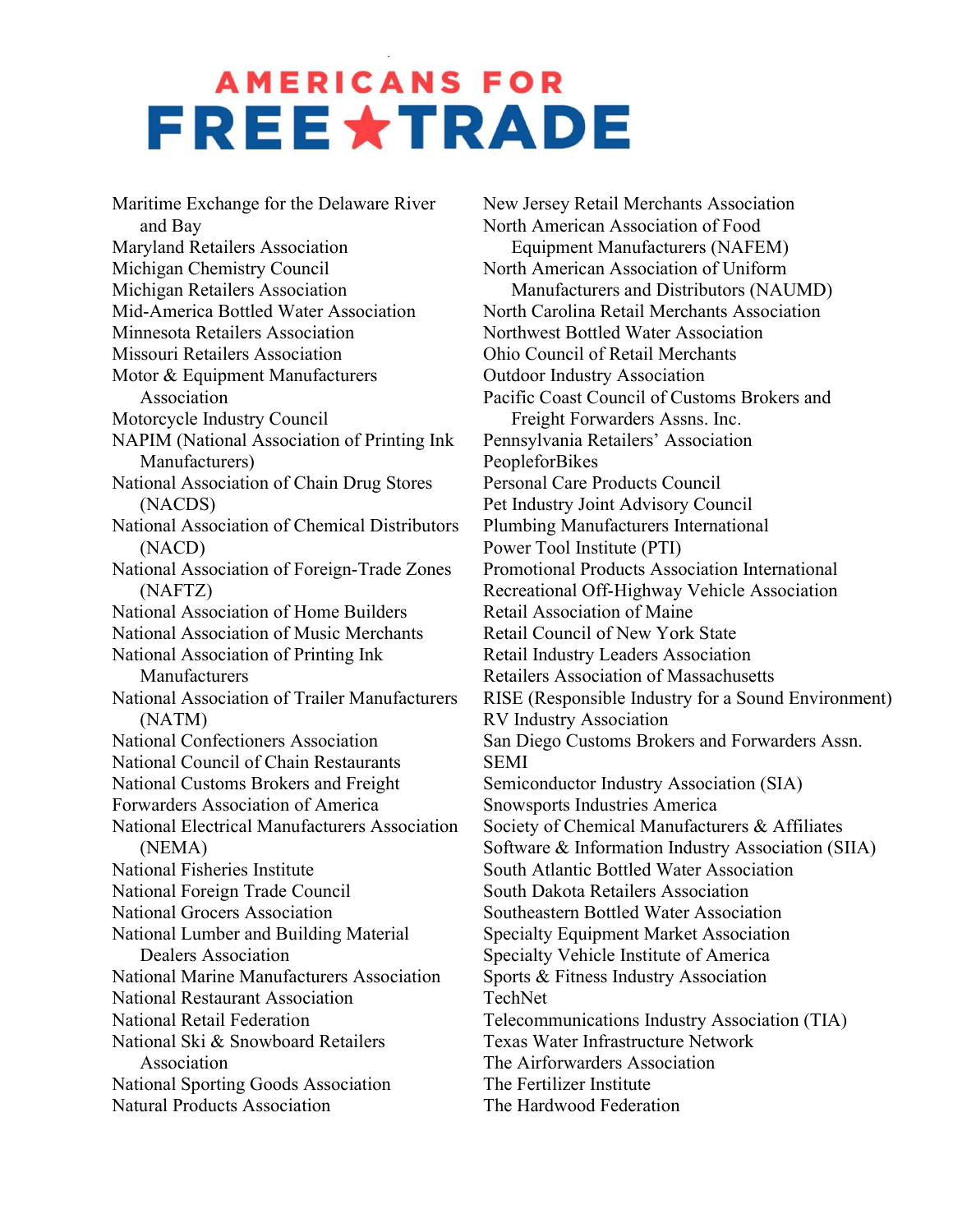# AMERICANS FOR FREE ★ TRADE

Maritime Exchange for the Delaware River and Bay
Maryland Retailers Association
Michigan Chemistry Council
Michigan Retailers Association
Mid-America Bottled Water Association
Minnesota Retailers Association
Missouri Retailers Association
Motor & Equipment Manufacturers Association
Motorcycle Industry Council
NAPIM (National Association of Printing Ink Manufacturers)
National Association of Chain Drug Stores (NACDS)
National Association of Chemical Distributors (NACD)
National Association of Foreign-Trade Zones (NAFTZ)
National Association of Home Builders
National Association of Music Merchants
National Association of Printing Ink Manufacturers
National Association of Trailer Manufacturers (NATM)
National Confectioners Association
National Council of Chain Restaurants
National Customs Brokers and Freight Forwarders Association of America
National Electrical Manufacturers Association (NEMA)
National Fisheries Institute
National Foreign Trade Council
National Grocers Association
National Lumber and Building Material Dealers Association
National Marine Manufacturers Association
National Restaurant Association
National Retail Federation
National Ski & Snowboard Retailers Association
National Sporting Goods Association
Natural Products Association
New Jersey Retail Merchants Association
North American Association of Food Equipment Manufacturers (NAFEM)
North American Association of Uniform Manufacturers and Distributors (NAUMD)
North Carolina Retail Merchants Association
Northwest Bottled Water Association
Ohio Council of Retail Merchants
Outdoor Industry Association
Pacific Coast Council of Customs Brokers and Freight Forwarders Assns. Inc.
Pennsylvania Retailers' Association
PeopleforBikes
Personal Care Products Council
Pet Industry Joint Advisory Council
Plumbing Manufacturers International
Power Tool Institute (PTI)
Promotional Products Association International
Recreational Off-Highway Vehicle Association
Retail Association of Maine
Retail Council of New York State
Retail Industry Leaders Association
Retailers Association of Massachusetts
RISE (Responsible Industry for a Sound Environment)
RV Industry Association
San Diego Customs Brokers and Forwarders Assn.
SEMI
Semiconductor Industry Association (SIA)
Snowsports Industries America
Society of Chemical Manufacturers & Affiliates
Software & Information Industry Association (SIIA)
South Atlantic Bottled Water Association
South Dakota Retailers Association
Southeastern Bottled Water Association
Specialty Equipment Market Association
Specialty Vehicle Institute of America
Sports & Fitness Industry Association
TechNet
Telecommunications Industry Association (TIA)
Texas Water Infrastructure Network
The Airforwarders Association
The Fertilizer Institute
The Hardwood Federation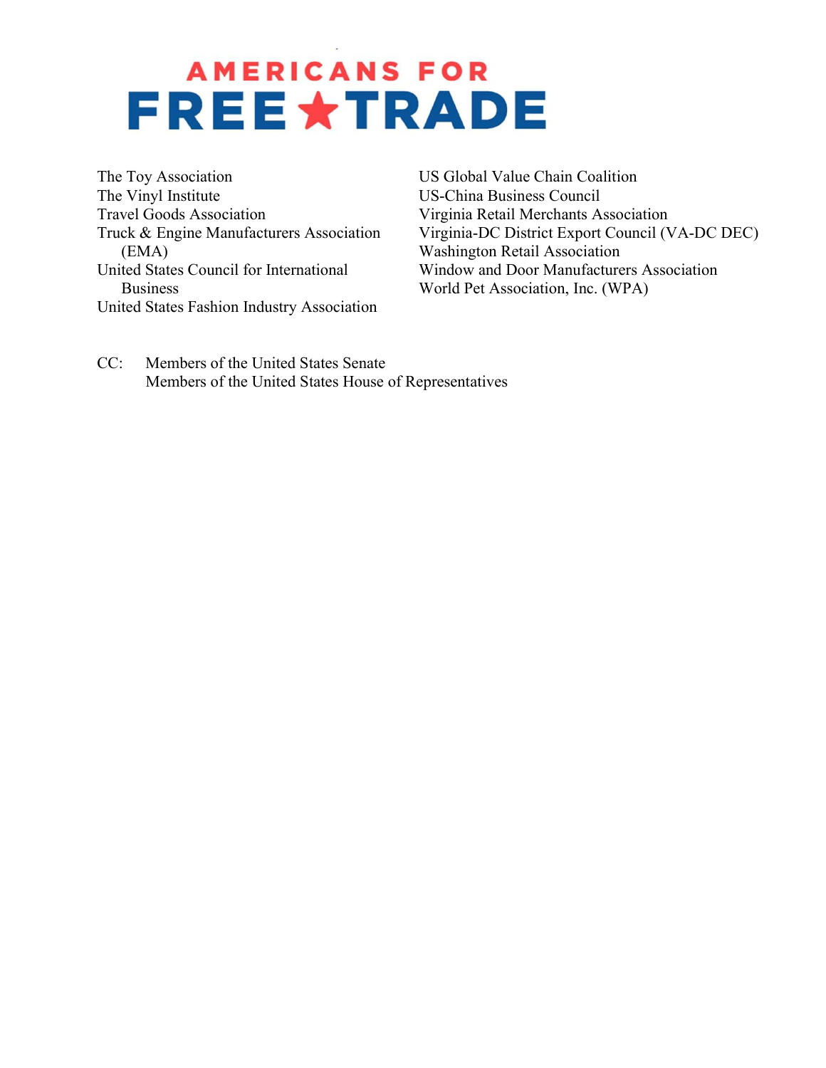# AMERICANS FOR FREE★TRADE

The Toy Association
The Vinyl Institute
Travel Goods Association
Truck & Engine Manufacturers Association (EMA)
United States Council for International Business
United States Fashion Industry Association
US Global Value Chain Coalition
US-China Business Council
Virginia Retail Merchants Association
Virginia-DC District Export Council (VA-DC DEC)
Washington Retail Association
Window and Door Manufacturers Association
World Pet Association, Inc. (WPA)

CC: Members of the United States Senate
Members of the United States House of Representatives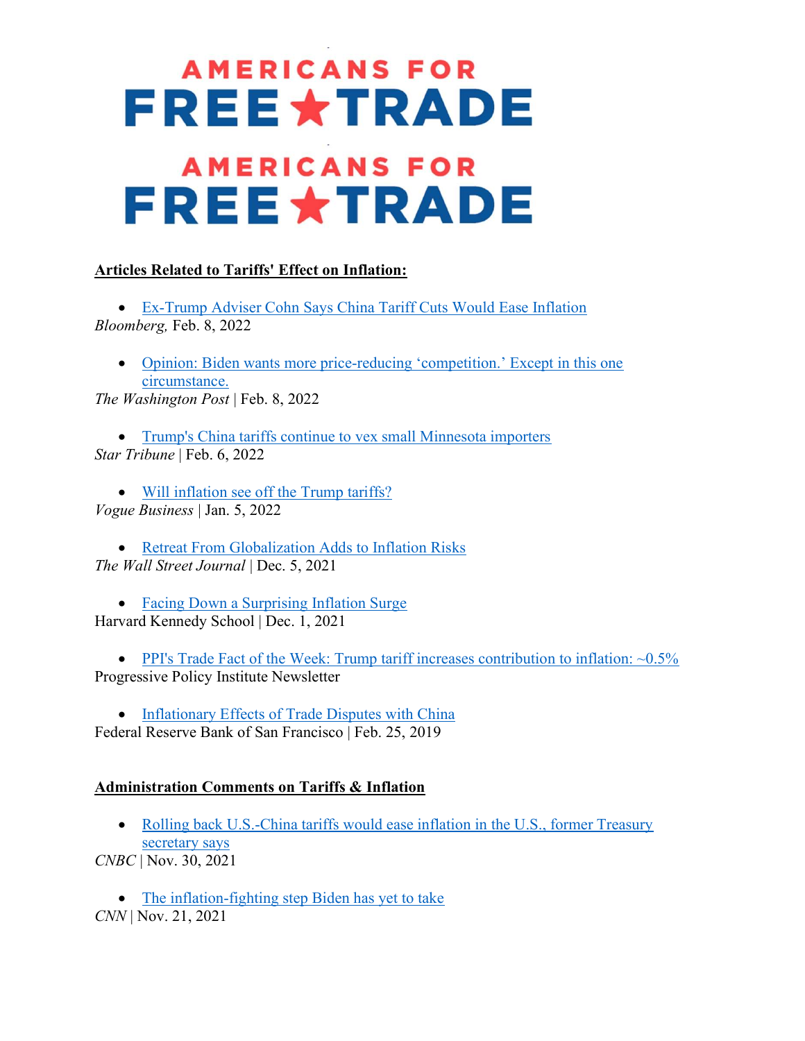**AMERICANS FOR FREE★TRADE**

**AMERICANS FOR FREE★TRADE**

**Articles Related to Tariffs' Effect on Inflation:**

- Ex-Trump Adviser Cohn Says China Tariff Cuts Would Ease Inflation

*Bloomberg,* Feb. 8, 2022

- Opinion: Biden wants more price-reducing 'competition.' Except in this one circumstance.

*The Washington Post* | Feb. 8, 2022

- Trump's China tariffs continue to vex small Minnesota importers

*Star Tribune* | Feb. 6, 2022

- Will inflation see off the Trump tariffs?

*Vogue Business* | Jan. 5, 2022

- Retreat From Globalization Adds to Inflation Risks

*The Wall Street Journal* | Dec. 5, 2021

- Facing Down a Surprising Inflation Surge

Harvard Kennedy School | Dec. 1, 2021

- PPI's Trade Fact of the Week: Trump tariff increases contribution to inflation: ~0.5%

Progressive Policy Institute Newsletter

- Inflationary Effects of Trade Disputes with China

Federal Reserve Bank of San Francisco | Feb. 25, 2019

**Administration Comments on Tariffs & Inflation**

- Rolling back U.S.-China tariffs would ease inflation in the U.S., former Treasury secretary says

*CNBC* | Nov. 30, 2021

- The inflation-fighting step Biden has yet to take

*CNN* | Nov. 21, 2021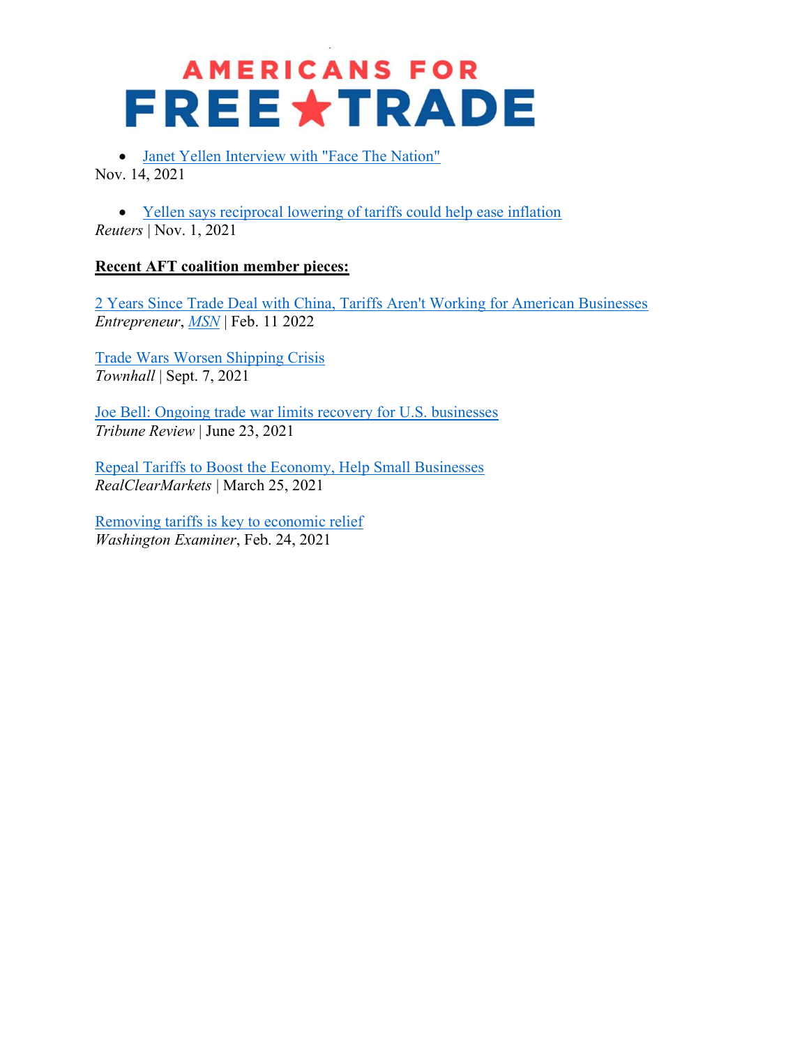# AMERICANS FOR FREE ★ TRADE

- [Janet Yellen Interview with "Face The Nation"]

Nov. 14, 2021

- [Yellen says reciprocal lowering of tariffs could help ease inflation]

*Reuters* | Nov. 1, 2021

**Recent AFT coalition member pieces:**

[2 Years Since Trade Deal with China, Tariffs Aren't Working for American Businesses]
*Entrepreneur*, *MSN* | Feb. 11 2022

[Trade Wars Worsen Shipping Crisis]
*Townhall* | Sept. 7, 2021

[Joe Bell: Ongoing trade war limits recovery for U.S. businesses]
*Tribune Review* | June 23, 2021

[Repeal Tariffs to Boost the Economy, Help Small Businesses]
*RealClearMarkets* | March 25, 2021

[Removing tariffs is key to economic relief]
*Washington Examiner*, Feb. 24, 2021